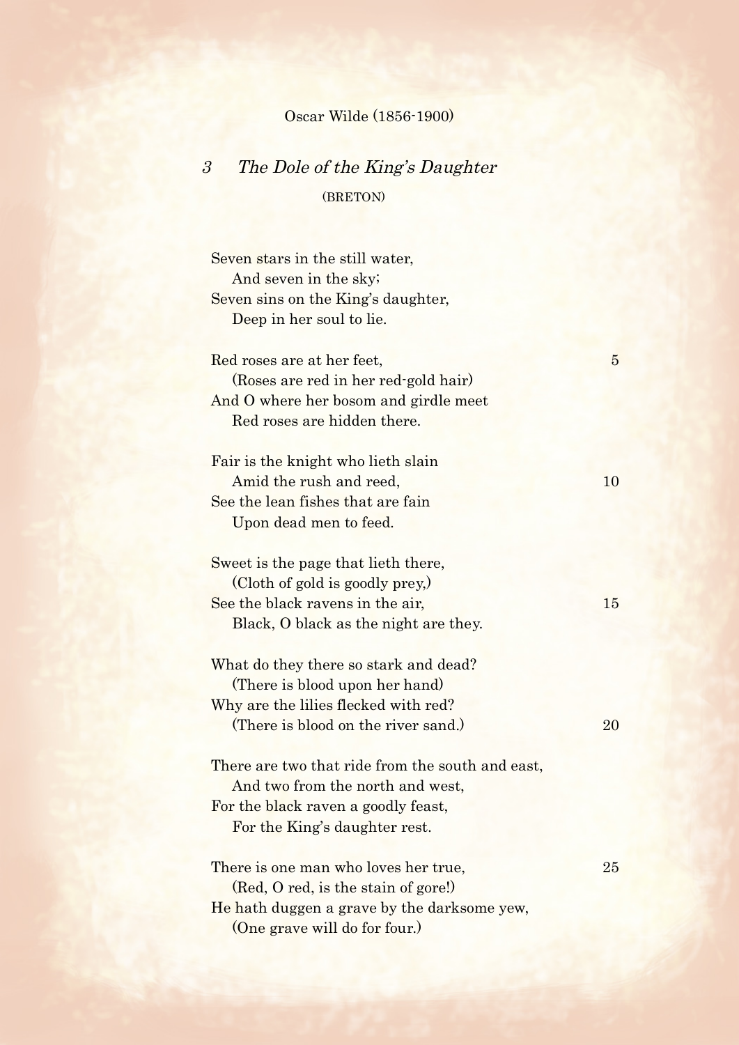Oscar Wilde (1856-1900)

## 3 *The Dole of the King's Daughter*

(BRETON)

Seven stars in the still water,
&nbsp;&nbsp;&nbsp;&nbsp;And seven in the sky;
Seven sins on the King's daughter,
&nbsp;&nbsp;&nbsp;&nbsp;Deep in her soul to lie.

Red roses are at her feet, 5
&nbsp;&nbsp;&nbsp;&nbsp;(Roses are red in her red-gold hair)
And O where her bosom and girdle meet
&nbsp;&nbsp;&nbsp;&nbsp;Red roses are hidden there.

Fair is the knight who lieth slain
&nbsp;&nbsp;&nbsp;&nbsp;Amid the rush and reed, 10
See the lean fishes that are fain
&nbsp;&nbsp;&nbsp;&nbsp;Upon dead men to feed.

Sweet is the page that lieth there,
&nbsp;&nbsp;&nbsp;&nbsp;(Cloth of gold is goodly prey,)
See the black ravens in the air, 15
&nbsp;&nbsp;&nbsp;&nbsp;Black, O black as the night are they.

What do they there so stark and dead?
&nbsp;&nbsp;&nbsp;&nbsp;(There is blood upon her hand)
Why are the lilies flecked with red?
&nbsp;&nbsp;&nbsp;&nbsp;(There is blood on the river sand.) 20

There are two that ride from the south and east,
&nbsp;&nbsp;&nbsp;&nbsp;And two from the north and west,
For the black raven a goodly feast,
&nbsp;&nbsp;&nbsp;&nbsp;For the King's daughter rest.

There is one man who loves her true, 25
&nbsp;&nbsp;&nbsp;&nbsp;(Red, O red, is the stain of gore!)
He hath duggen a grave by the darksome yew,
&nbsp;&nbsp;&nbsp;&nbsp;(One grave will do for four.)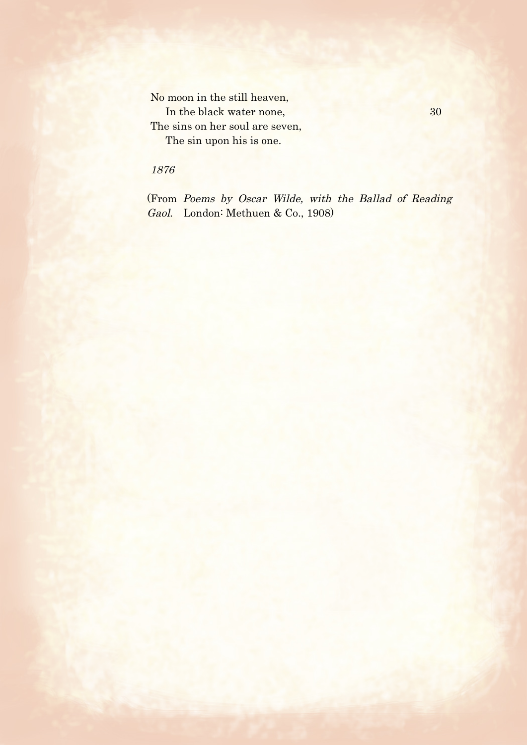No moon in the still heaven,
    In the black water none, 30
The sins on her soul are seven,
    The sin upon his is one.

*1876*

(From *Poems by Oscar Wilde, with the Ballad of Reading Gaol*. London: Methuen & Co., 1908)